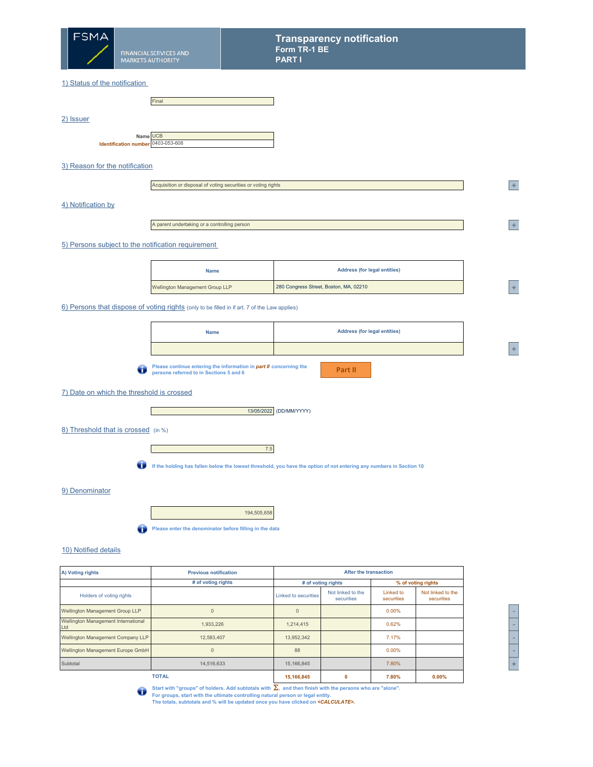# FSMA

FINANCIAL SERVICES AND MARKETS AUTHORITY

# Transparency notification

## Form TR-1 BE

## PART I

### 1) Status of the notification

Final

### 2) Issuer

**Name** UCB

**Identification number** 0403-053-608

### 3) Reason for the notification

Acquisition or disposal of voting securities or voting rights

### 4) Notification by

A parent undertaking or a controlling person

### 5) Persons subject to the notification requirement

| Name | Address (for legal entities) |
|---|---|
| Wellington Management Group LLP | 280 Congress Street, Boston, MA, 02210 |

### 6) Persons that dispose of voting rights (only to be filled in if art. 7 of the Law applies)

| Name | Address (for legal entities) |
|---|---|
| | |

Please continue entering the information in *part II* concerning the persons referred to in Sections 5 and 6

Part II

### 7) Date on which the threshold is crossed

13/05/2022 (DD/MM/YYYY)

### 8) Threshold that is crossed (in %)

7.5

If the holding has fallen below the lowest threshold, you have the option of not entering any numbers in Section 10

### 9) Denominator

194,505,658

Please enter the denominator before filling in the data

### 10) Notified details

| A) Voting rights | Previous notification | After the transaction | | | |
|---|---|---|---|---|---|
| | # of voting rights | # of voting rights | | % of voting rights | |
| Holders of voting rights | | Linked to securities | Not linked to the securities | Linked to securities | Not linked to the securities |
| Wellington Management Group LLP | 0 | 0 | | 0.00% | |
| Wellington Management International Ltd | 1,933,226 | 1,214,415 | | 0.62% | |
| Wellington Management Company LLP | 12,583,407 | 13,952,342 | | 7.17% | |
| Wellington Management Europe GmbH | 0 | 88 | | 0.00% | |
| Subtotal | 14,516,633 | 15,166,845 | | 7.80% | |
| TOTAL | | 15,166,845 | 0 | 7.80% | 0.00% |

Start with "groups" of holders. Add subtotals with Σ, and then finish with the persons who are "alone".
For groups, start with the ultimate controlling natural person or legal entity.
The totals, subtotals and % will be updated once you have clicked on *<CALCULATE>*.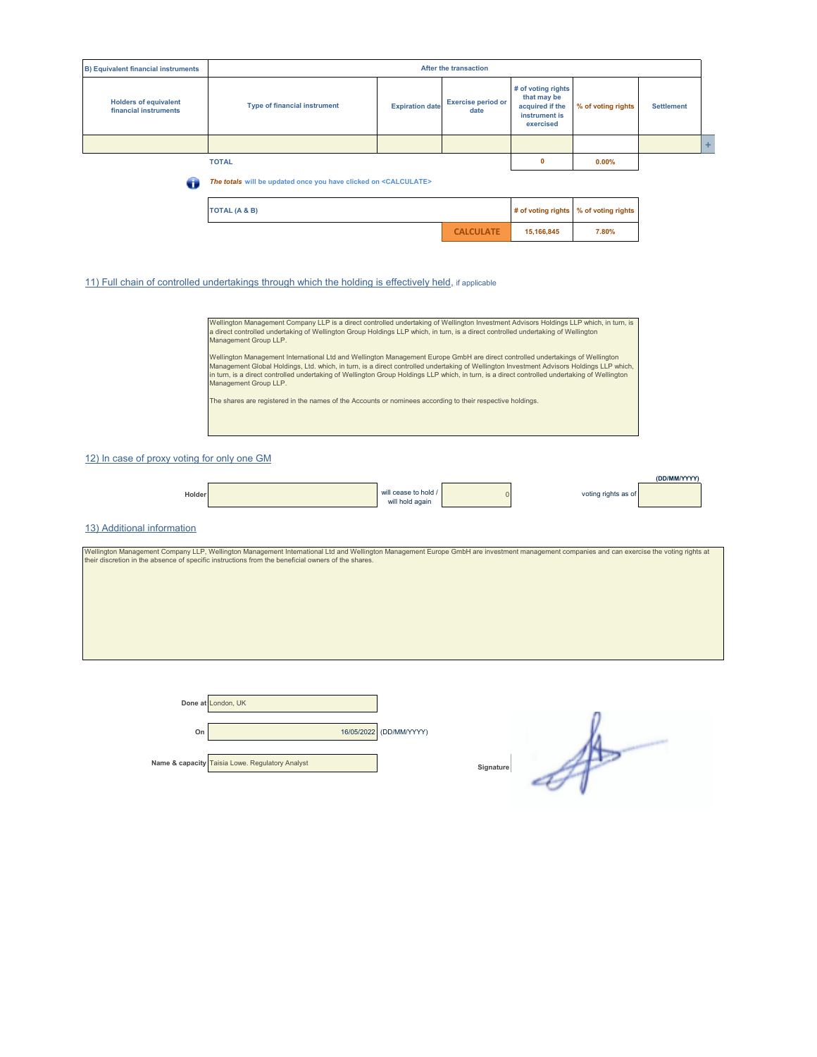| B) Equivalent financial instruments | After the transaction | | | | | |
|---|---|---|---|---|---|---|
| Holders of equivalent financial instruments | Type of financial instrument | Expiration date | Exercise period or date | # of voting rights that may be acquired if the instrument is exercised | % of voting rights | Settlement |
| | | | | | | |
| | TOTAL | | | 0 | 0.00% | |

*The totals* will be updated once you have clicked on <CALCULATE>

| TOTAL (A & B) | | # of voting rights | % of voting rights |
|---|---|---|---|
| | CALCULATE | 15,166,845 | 7.80% |

## 11) Full chain of controlled undertakings through which the holding is effectively held, if applicable

Wellington Management Company LLP is a direct controlled undertaking of Wellington Investment Advisors Holdings LLP which, in turn, is a direct controlled undertaking of Wellington Group Holdings LLP which, in turn, is a direct controlled undertaking of Wellington Management Group LLP.

Wellington Management International Ltd and Wellington Management Europe GmbH are direct controlled undertakings of Wellington Management Global Holdings, Ltd. which, in turn, is a direct controlled undertaking of Wellington Investment Advisors Holdings LLP which, in turn, is a direct controlled undertaking of Wellington Group Holdings LLP which, in turn, is a direct controlled undertaking of Wellington Management Group LLP.

The shares are registered in the names of the Accounts or nominees according to their respective holdings.

## 12) In case of proxy voting for only one GM

Holder: ________ will cease to hold / will hold again 0 voting rights as of ________ (DD/MM/YYYY)

## 13) Additional information

Wellington Management Company LLP, Wellington Management International Ltd and Wellington Management Europe GmbH are investment management companies and can exercise the voting rights at their discretion in the absence of specific instructions from the beneficial owners of the shares.

**Done at** London, UK

**On** 16/05/2022 (DD/MM/YYYY)

**Name & capacity** Taisia Lowe. Regulatory Analyst

**Signature**